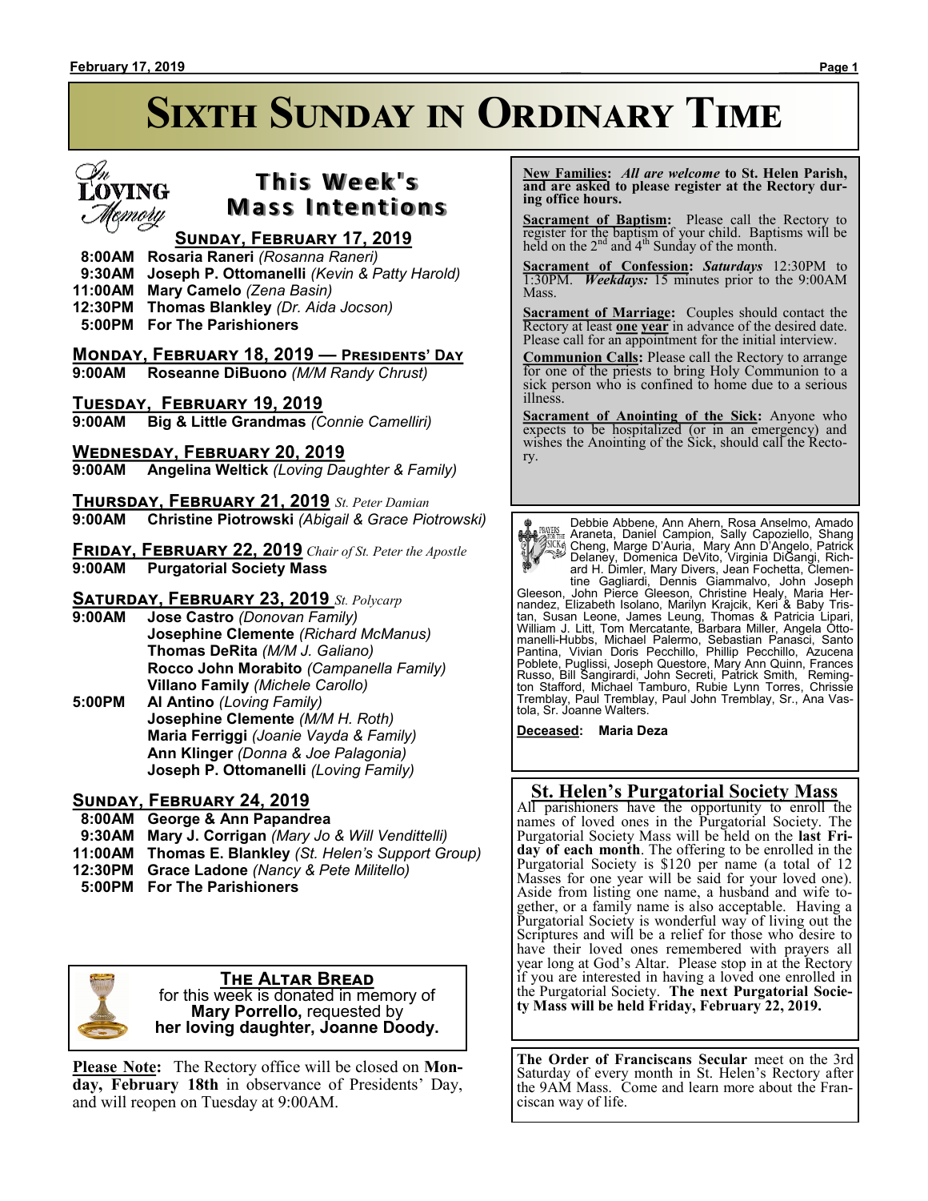# Sixth Sunday in Ordinary Time

## This Week's Mass Intentions

In Loving Memory

### Sunday, February 17, 2019

**8:00AM Rosaria Raneri** *(Rosanna Raneri)*
**9:30AM Joseph P. Ottomanelli** *(Kevin & Patty Harold)*
**11:00AM Mary Camelo** *(Zena Basin)*
**12:30PM Thomas Blankley** *(Dr. Aida Jocson)*
**5:00PM For The Parishioners**

### Monday, February 18, 2019 — Presidents' Day

**9:00AM Roseanne DiBuono** *(M/M Randy Chrust)*

### Tuesday, February 19, 2019

**9:00AM Big & Little Grandmas** *(Connie Camelliri)*

### Wednesday, February 20, 2019

**9:00AM Angelina Weltick** *(Loving Daughter & Family)*

### Thursday, February 21, 2019 *St. Peter Damian*

**9:00AM Christine Piotrowski** *(Abigail & Grace Piotrowski)*

### Friday, February 22, 2019 *Chair of St. Peter the Apostle*

**9:00AM Purgatorial Society Mass**

### Saturday, February 23, 2019 *St. Polycarp*

**9:00AM Jose Castro** *(Donovan Family)*
**Josephine Clemente** *(Richard McManus)*
**Thomas DeRita** *(M/M J. Galiano)*
**Rocco John Morabito** *(Campanella Family)*
**Villano Family** *(Michele Carollo)*

**5:00PM Al Antino** *(Loving Family)*
**Josephine Clemente** *(M/M H. Roth)*
**Maria Ferriggi** *(Joanie Vayda & Family)*
**Ann Klinger** *(Donna & Joe Palagonia)*
**Joseph P. Ottomanelli** *(Loving Family)*

### Sunday, February 24, 2019

**8:00AM George & Ann Papandrea**
**9:30AM Mary J. Corrigan** *(Mary Jo & Will Vendittelli)*
**11:00AM Thomas E. Blankley** *(St. Helen's Support Group)*
**12:30PM Grace Ladone** *(Nancy & Pete Militello)*
**5:00PM For The Parishioners**

### The Altar Bread

for this week is donated in memory of **Mary Porrello,** requested by **her loving daughter, Joanne Doody.**

**Please Note:** The Rectory office will be closed on **Monday, February 18th** in observance of Presidents' Day, and will reopen on Tuesday at 9:00AM.

**New Families:** *All are welcome* **to St. Helen Parish, and are asked to please register at the Rectory during office hours.**

**Sacrament of Baptism:** Please call the Rectory to register for the baptism of your child. Baptisms will be held on the 2nd and 4th Sunday of the month.

**Sacrament of Confession:** ***Saturdays*** 12:30PM to 1:30PM. ***Weekdays:*** 15 minutes prior to the 9:00AM Mass.

**Sacrament of Marriage:** Couples should contact the Rectory at least **one year** in advance of the desired date. Please call for an appointment for the initial interview.

**Communion Calls:** Please call the Rectory to arrange for one of the priests to bring Holy Communion to a sick person who is confined to home due to a serious illness.

**Sacrament of Anointing of the Sick:** Anyone who expects to be hospitalized (or in an emergency) and wishes the Anointing of the Sick, should call the Rectory.

Prayers for the Sick

Debbie Abbene, Ann Ahern, Rosa Anselmo, Amado Araneta, Daniel Campion, Sally Capoziello, Shang Cheng, Marge D'Auria, Mary Ann D'Angelo, Patrick Delaney, Domenica DeVito, Virginia DiGangi, Richard H. Dimler, Mary Divers, Jean Fochetta, Clementine Gagliardi, Dennis Giammalvo, John Joseph Gleeson, John Pierce Gleeson, Christine Healy, Maria Hernandez, Elizabeth Isolano, Marilyn Krajcik, Keri & Baby Tristan, Susan Leone, James Leung, Thomas & Patricia Lipari, William J. Litt, Tom Mercatante, Barbara Miller, Angela Ottomanelli-Hubbs, Michael Palermo, Sebastian Panasci, Santo Pantina, Vivian Doris Pecchillo, Phillip Pecchillo, Azucena Poblete, Puglissi, Joseph Questore, Mary Ann Quinn, Frances Russo, Bill Sangirardi, John Secreti, Patrick Smith, Remington Stafford, Michael Tamburo, Rubie Lynn Torres, Chrissie Tremblay, Paul Tremblay, Paul John Tremblay, Sr., Ana Vastola, Sr. Joanne Walters.

**Deceased:** **Maria Deza**

### St. Helen's Purgatorial Society Mass

All parishioners have the opportunity to enroll the names of loved ones in the Purgatorial Society. The Purgatorial Society Mass will be held on the **last Friday of each month**. The offering to be enrolled in the Purgatorial Society is $120 per name (a total of 12 Masses for one year will be said for your loved one). Aside from listing one name, a husband and wife together, or a family name is also acceptable. Having a Purgatorial Society is wonderful way of living out the Scriptures and will be a relief for those who desire to have their loved ones remembered with prayers all year long at God's Altar. Please stop in at the Rectory if you are interested in having a loved one enrolled in the Purgatorial Society. **The next Purgatorial Society Mass will be held Friday, February 22, 2019.**

**The Order of Franciscans Secular** meet on the 3rd Saturday of every month in St. Helen's Rectory after the 9AM Mass. Come and learn more about the Franciscan way of life.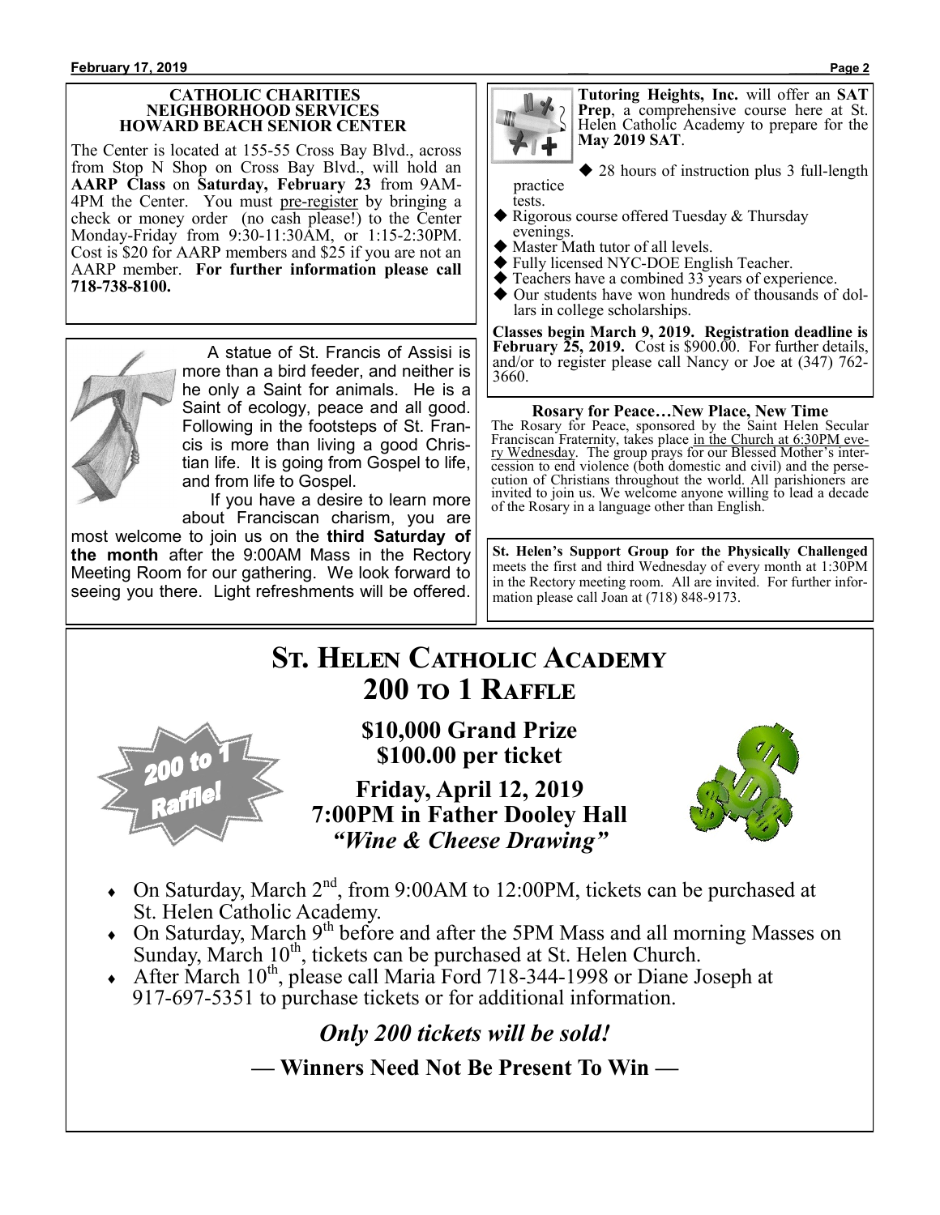### CATHOLIC CHARITIES NEIGHBORHOOD SERVICES HOWARD BEACH SENIOR CENTER

The Center is located at 155-55 Cross Bay Blvd., across from Stop N Shop on Cross Bay Blvd., will hold an **AARP Class** on **Saturday, February 23** from 9AM-4PM the Center. You must pre-register by bringing a check or money order (no cash please!) to the Center Monday-Friday from 9:30-11:30AM, or 1:15-2:30PM. Cost is $20 for AARP members and $25 if you are not an AARP member. **For further information please call 718-738-8100.**

A statue of St. Francis of Assisi is more than a bird feeder, and neither is he only a Saint for animals. He is a Saint of ecology, peace and all good. Following in the footsteps of St. Francis is more than living a good Christian life. It is going from Gospel to life, and from life to Gospel.

If you have a desire to learn more about Franciscan charism, you are most welcome to join us on the **third Saturday of the month** after the 9:00AM Mass in the Rectory Meeting Room for our gathering. We look forward to seeing you there. Light refreshments will be offered.

**Tutoring Heights, Inc.** will offer an **SAT Prep**, a comprehensive course here at St. Helen Catholic Academy to prepare for the **May 2019 SAT**.

- 28 hours of instruction plus 3 full-length practice tests.
- Rigorous course offered Tuesday & Thursday evenings.
- Master Math tutor of all levels.
- Fully licensed NYC-DOE English Teacher.
- Teachers have a combined 33 years of experience.
- Our students have won hundreds of thousands of dollars in college scholarships.

**Classes begin March 9, 2019. Registration deadline is February 25, 2019.** Cost is $900.00. For further details, and/or to register please call Nancy or Joe at (347) 762-3660.

**Rosary for Peace…New Place, New Time**

The Rosary for Peace, sponsored by the Saint Helen Secular Franciscan Fraternity, takes place in the Church at 6:30PM every Wednesday. The group prays for our Blessed Mother's intercession to end violence (both domestic and civil) and the persecution of Christians throughout the world. All parishioners are invited to join us. We welcome anyone willing to lead a decade of the Rosary in a language other than English.

**St. Helen's Support Group for the Physically Challenged** meets the first and third Wednesday of every month at 1:30PM in the Rectory meeting room. All are invited. For further information please call Joan at (718) 848-9173.

# St. Helen Catholic Academy
# 200 to 1 Raffle

200 to 1 Raffle!

**$10,000 Grand Prize**
**$100.00 per ticket**

**Friday, April 12, 2019**
**7:00PM in Father Dooley Hall**
***"Wine & Cheese Drawing"***

- On Saturday, March 2nd, from 9:00AM to 12:00PM, tickets can be purchased at St. Helen Catholic Academy.
- On Saturday, March 9th before and after the 5PM Mass and all morning Masses on Sunday, March 10th, tickets can be purchased at St. Helen Church.
- After March 10th, please call Maria Ford 718-344-1998 or Diane Joseph at 917-697-5351 to purchase tickets or for additional information.

***Only 200 tickets will be sold!***

**— Winners Need Not Be Present To Win —**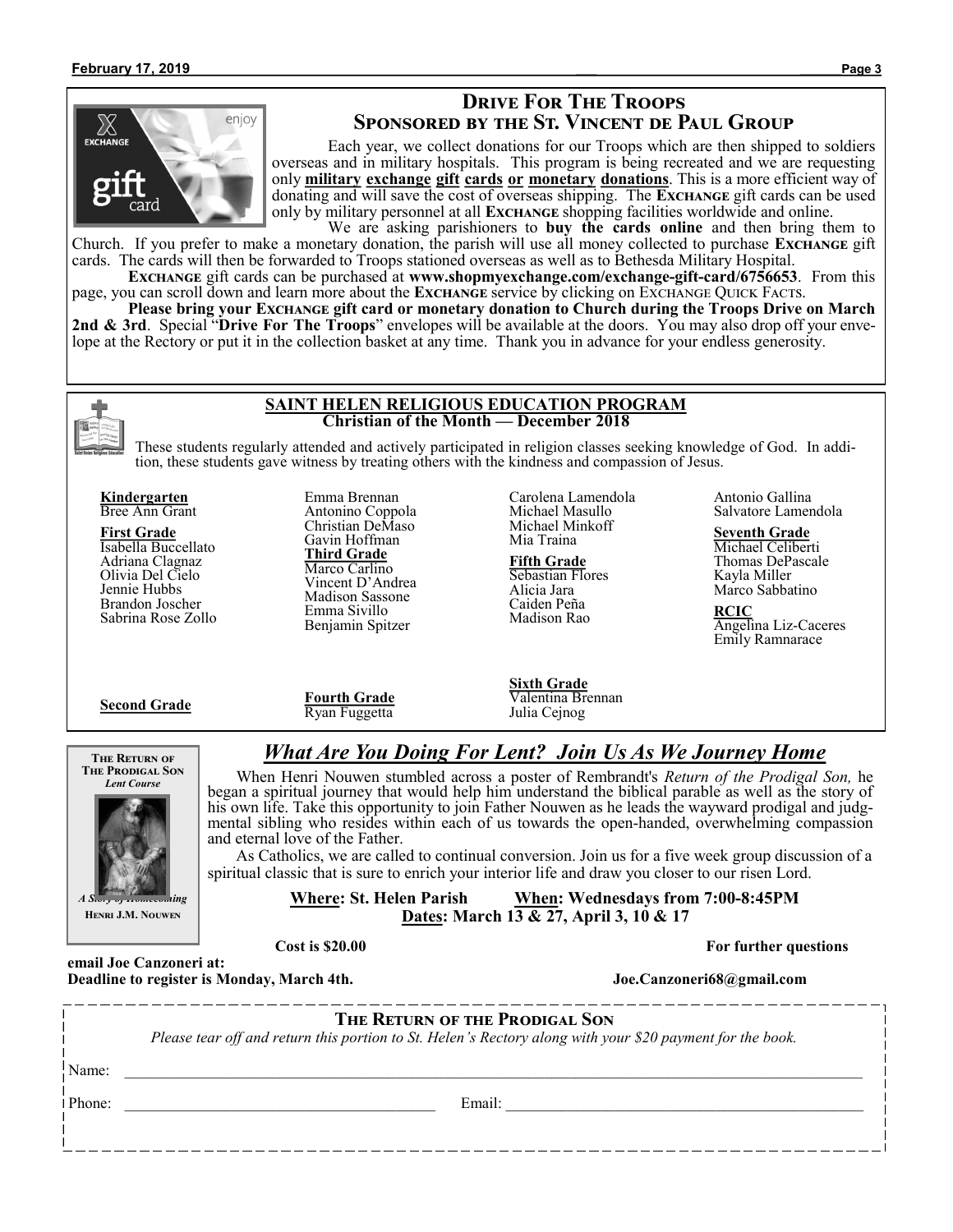## Drive For The Troops
## Sponsored by the St. Vincent de Paul Group

Each year, we collect donations for our Troops which are then shipped to soldiers overseas and in military hospitals. This program is being recreated and we are requesting only **military exchange gift cards or monetary donations**. This is a more efficient way of donating and will save the cost of overseas shipping. The **Exchange** gift cards can be used only by military personnel at all **Exchange** shopping facilities worldwide and online.

We are asking parishioners to **buy the cards online** and then bring them to Church. If you prefer to make a monetary donation, the parish will use all money collected to purchase **Exchange** gift cards. The cards will then be forwarded to Troops stationed overseas as well as to Bethesda Military Hospital.

**Exchange** gift cards can be purchased at **www.shopmyexchange.com/exchange-gift-card/6756653**. From this page, you can scroll down and learn more about the **Exchange** service by clicking on Exchange Quick Facts.

**Please bring your Exchange gift card or monetary donation to Church during the Troops Drive on March 2nd & 3rd**. Special "**Drive For The Troops**" envelopes will be available at the doors. You may also drop off your envelope at the Rectory or put it in the collection basket at any time. Thank you in advance for your endless generosity.

## SAINT HELEN RELIGIOUS EDUCATION PROGRAM
### Christian of the Month — December 2018

These students regularly attended and actively participated in religion classes seeking knowledge of God. In addition, these students gave witness by treating others with the kindness and compassion of Jesus.

**Kindergarten**
Bree Ann Grant

**First Grade**
Isabella Buccellato
Adriana Clagnaz
Olivia Del Cielo
Jennie Hubbs
Brandon Joscher
Sabrina Rose Zollo

**Second Grade**
Emma Brennan
Antonino Coppola
Christian DeMaso
Gavin Hoffman

**Third Grade**
Marco Carlino
Vincent D'Andrea
Madison Sassone
Emma Sivillo
Benjamin Spitzer

**Fourth Grade**
Ryan Fuggetta
Carolena Lamendola
Michael Masullo
Michael Minkoff
Mia Traina

**Fifth Grade**
Sebastian Flores
Alicia Jara
Caiden Peña
Madison Rao

**Sixth Grade**
Valentina Brennan
Julia Cejnog
Antonio Gallina
Salvatore Lamendola

**Seventh Grade**
Michael Celiberti
Thomas DePascale
Kayla Miller
Marco Sabbatino

**RCIC**
Angelina Liz-Caceres
Emily Ramnarace

**The Return of The Prodigal Son**
*Lent Course*
*A Story of Homecoming*
**Henri J.M. Nouwen**

## *What Are You Doing For Lent? Join Us As We Journey Home*

When Henri Nouwen stumbled across a poster of Rembrandt's *Return of the Prodigal Son,* he began a spiritual journey that would help him understand the biblical parable as well as the story of his own life. Take this opportunity to join Father Nouwen as he leads the wayward prodigal and judgmental sibling who resides within each of us towards the open-handed, overwhelming compassion and eternal love of the Father.

As Catholics, we are called to continual conversion. Join us for a five week group discussion of a spiritual classic that is sure to enrich your interior life and draw you closer to our risen Lord.

**Where: St. Helen Parish** **When: Wednesdays from 7:00-8:45PM**
**Dates: March 13 & 27, April 3, 10 & 17**

**Cost is $20.00**

**For further questions email Joe Canzoneri at: Joe.Canzoneri68@gmail.com**

**Deadline to register is Monday, March 4th.**

---

### The Return of the Prodigal Son

*Please tear off and return this portion to St. Helen's Rectory along with your $20 payment for the book.*

Name: ______________________________

Phone: ____________________ Email: ____________________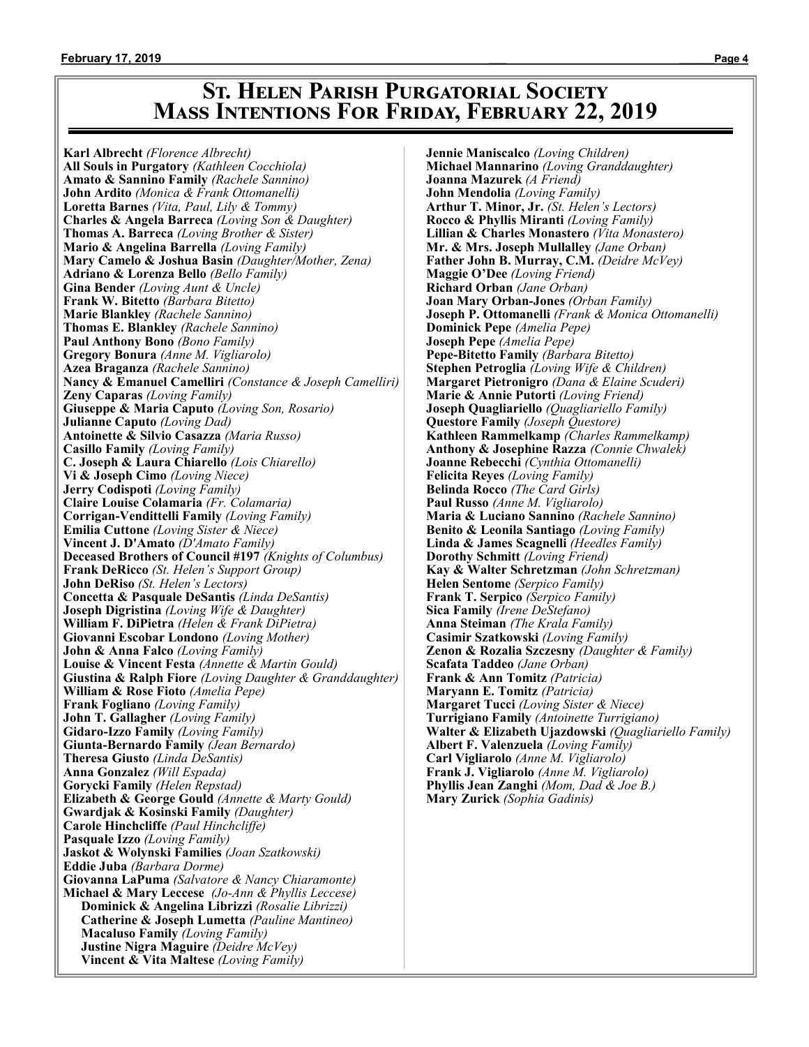# St. Helen Parish Purgatorial Society
# Mass Intentions For Friday, February 22, 2019

**Karl Albrecht** *(Florence Albrecht)*
**All Souls in Purgatory** *(Kathleen Cocchiola)*
**Amato & Sannino Family** *(Rachele Sannino)*
**John Ardito** *(Monica & Frank Ottomanelli)*
**Loretta Barnes** *(Vita, Paul, Lily & Tommy)*
**Charles & Angela Barreca** *(Loving Son & Daughter)*
**Thomas A. Barreca** *(Loving Brother & Sister)*
**Mario & Angelina Barrella** *(Loving Family)*
**Mary Camelo & Joshua Basin** *(Daughter/Mother, Zena)*
**Adriano & Lorenza Bello** *(Bello Family)*
**Gina Bender** *(Loving Aunt & Uncle)*
**Frank W. Bitetto** *(Barbara Bitetto)*
**Marie Blankley** *(Rachele Sannino)*
**Thomas E. Blankley** *(Rachele Sannino)*
**Paul Anthony Bono** *(Bono Family)*
**Gregory Bonura** *(Anne M. Vigliarolo)*
**Azea Braganza** *(Rachele Sannino)*
**Nancy & Emanuel Camelliri** *(Constance & Joseph Camelliri)*
**Zeny Caparas** *(Loving Family)*
**Giuseppe & Maria Caputo** *(Loving Son, Rosario)*
**Julianne Caputo** *(Loving Dad)*
**Antoinette & Silvio Casazza** *(Maria Russo)*
**Casillo Family** *(Loving Family)*
**C. Joseph & Laura Chiarello** *(Lois Chiarello)*
**Vi & Joseph Cimo** *(Loving Niece)*
**Jerry Codispoti** *(Loving Family)*
**Claire Louise Colamaria** *(Fr. Colamaria)*
**Corrigan-Vendittelli Family** *(Loving Family)*
**Emilia Cuttone** *(Loving Sister & Niece)*
**Vincent J. D'Amato** *(D'Amato Family)*
**Deceased Brothers of Council #197** *(Knights of Columbus)*
**Frank DeRicco** *(St. Helen's Support Group)*
**John DeRiso** *(St. Helen's Lectors)*
**Concetta & Pasquale DeSantis** *(Linda DeSantis)*
**Joseph Digristina** *(Loving Wife & Daughter)*
**William F. DiPietra** *(Helen & Frank DiPietra)*
**Giovanni Escobar Londono** *(Loving Mother)*
**John & Anna Falco** *(Loving Family)*
**Louise & Vincent Festa** *(Annette & Martin Gould)*
**Giustina & Ralph Fiore** *(Loving Daughter & Granddaughter)*
**William & Rose Fioto** *(Amelia Pepe)*
**Frank Fogliano** *(Loving Family)*
**John T. Gallagher** *(Loving Family)*
**Gidaro-Izzo Family** *(Loving Family)*
**Giunta-Bernardo Family** *(Jean Bernardo)*
**Theresa Giusto** *(Linda DeSantis)*
**Anna Gonzalez** *(Will Espada)*
**Gorycki Family** *(Helen Repstad)*
**Elizabeth & George Gould** *(Annette & Marty Gould)*
**Gwardjak & Kosinski Family** *(Daughter)*
**Carole Hinchcliffe** *(Paul Hinchcliffe)*
**Pasquale Izzo** *(Loving Family)*
**Jaskot & Wolynski Families** *(Joan Szatkowski)*
**Eddie Juba** *(Barbara Dorme)*
**Giovanna LaPuma** *(Salvatore & Nancy Chiaramonte)*
**Michael & Mary Leccese** *(Jo-Ann & Phyllis Leccese)*
**Dominick & Angelina Librizzi** *(Rosalie Librizzi)*
**Catherine & Joseph Lumetta** *(Pauline Mantineo)*
**Macaluso Family** *(Loving Family)*
**Justine Nigra Maguire** *(Deidre McVey)*
**Vincent & Vita Maltese** *(Loving Family)*
**Jennie Maniscalco** *(Loving Children)*
**Michael Mannarino** *(Loving Granddaughter)*
**Joanna Mazurek** *(A Friend)*
**John Mendolia** *(Loving Family)*
**Arthur T. Minor, Jr.** *(St. Helen's Lectors)*
**Rocco & Phyllis Miranti** *(Loving Family)*
**Lillian & Charles Monastero** *(Vita Monastero)*
**Mr. & Mrs. Joseph Mullalley** *(Jane Orban)*
**Father John B. Murray, C.M.** *(Deidre McVey)*
**Maggie O'Dee** *(Loving Friend)*
**Richard Orban** *(Jane Orban)*
**Joan Mary Orban-Jones** *(Orban Family)*
**Joseph P. Ottomanelli** *(Frank & Monica Ottomanelli)*
**Dominick Pepe** *(Amelia Pepe)*
**Joseph Pepe** *(Amelia Pepe)*
**Pepe-Bitetto Family** *(Barbara Bitetto)*
**Stephen Petroglia** *(Loving Wife & Children)*
**Margaret Pietronigro** *(Dana & Elaine Scuderi)*
**Marie & Annie Putorti** *(Loving Friend)*
**Joseph Quagliariello** *(Quagliariello Family)*
**Questore Family** *(Joseph Questore)*
**Kathleen Rammelkamp** *(Charles Rammelkamp)*
**Anthony & Josephine Razza** *(Connie Chwalek)*
**Joanne Rebecchi** *(Cynthia Ottomanelli)*
**Felicita Reyes** *(Loving Family)*
**Belinda Rocco** *(The Card Girls)*
**Paul Russo** *(Anne M. Vigliarolo)*
**Maria & Luciano Sannino** *(Rachele Sannino)*
**Benito & Leonila Santiago** *(Loving Family)*
**Linda & James Scagnelli** *(Heedles Family)*
**Dorothy Schmitt** *(Loving Friend)*
**Kay & Walter Schretzman** *(John Schretzman)*
**Helen Sentome** *(Serpico Family)*
**Frank T. Serpico** *(Serpico Family)*
**Sica Family** *(Irene DeStefano)*
**Anna Steiman** *(The Krala Family)*
**Casimir Szatkowski** *(Loving Family)*
**Zenon & Rozalia Szczesny** *(Daughter & Family)*
**Scafata Taddeo** *(Jane Orban)*
**Frank & Ann Tomitz** *(Patricia)*
**Maryann E. Tomitz** *(Patricia)*
**Margaret Tucci** *(Loving Sister & Niece)*
**Turrigiano Family** *(Antoinette Turrigiano)*
**Walter & Elizabeth Ujazdowski** *(Quagliariello Family)*
**Albert F. Valenzuela** *(Loving Family)*
**Carl Vigliarolo** *(Anne M. Vigliarolo)*
**Frank J. Vigliarolo** *(Anne M. Vigliarolo)*
**Phyllis Jean Zanghi** *(Mom, Dad & Joe B.)*
**Mary Zurick** *(Sophia Gadinis)*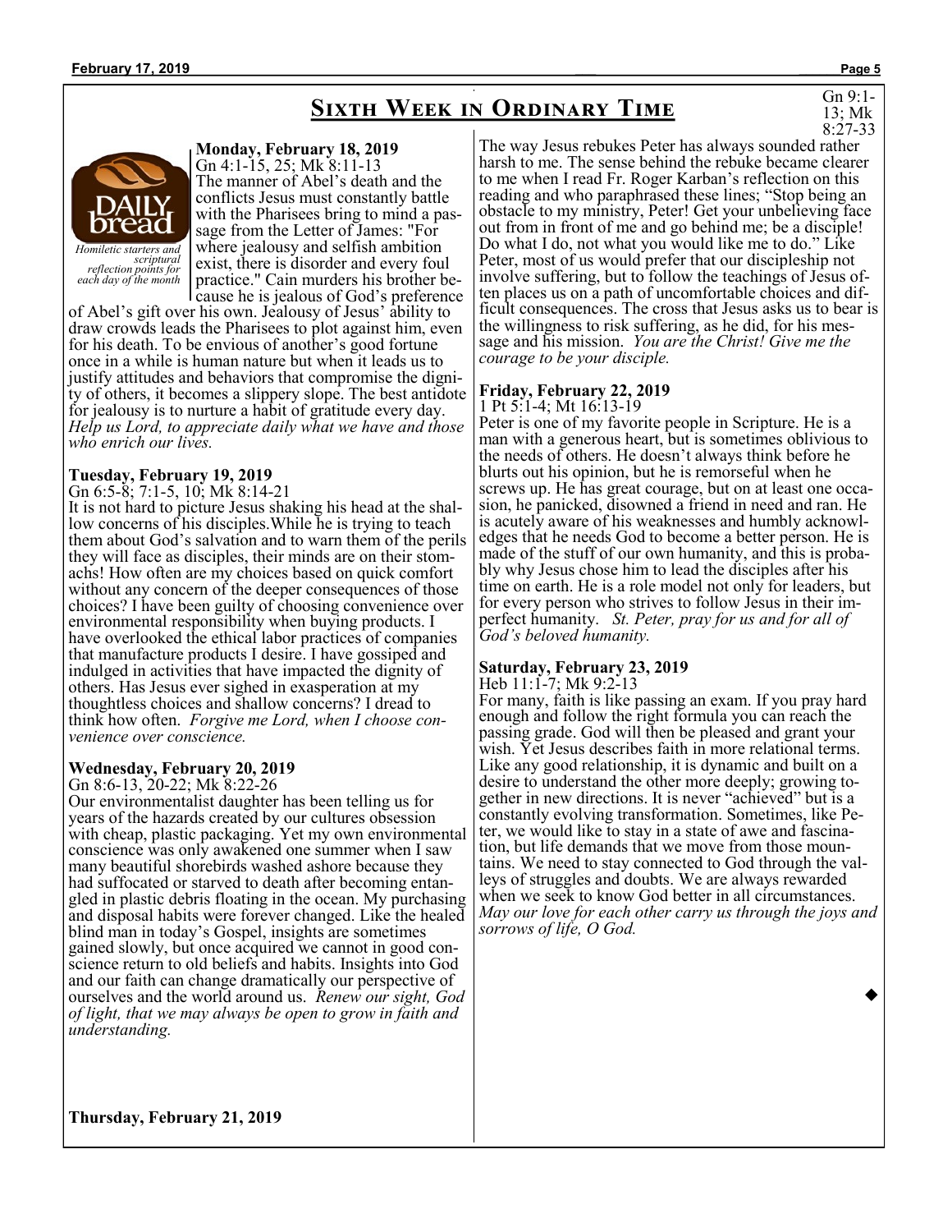# Sixth Week in Ordinary Time

DAILY bread

*Homiletic starters and scriptural reflection points for each day of the month*

**Monday, February 18, 2019**
Gn 4:1-15, 25; Mk 8:11-13
The manner of Abel's death and the conflicts Jesus must constantly battle with the Pharisees bring to mind a passage from the Letter of James: "For where jealousy and selfish ambition exist, there is disorder and every foul practice." Cain murders his brother because he is jealous of God's preference of Abel's gift over his own. Jealousy of Jesus' ability to draw crowds leads the Pharisees to plot against him, even for his death. To be envious of another's good fortune once in a while is human nature but when it leads us to justify attitudes and behaviors that compromise the dignity of others, it becomes a slippery slope. The best antidote for jealousy is to nurture a habit of gratitude every day. *Help us Lord, to appreciate daily what we have and those who enrich our lives.*

**Tuesday, February 19, 2019**
Gn 6:5-8; 7:1-5, 10; Mk 8:14-21
It is not hard to picture Jesus shaking his head at the shallow concerns of his disciples.While he is trying to teach them about God's salvation and to warn them of the perils they will face as disciples, their minds are on their stomachs! How often are my choices based on quick comfort without any concern of the deeper consequences of those choices? I have been guilty of choosing convenience over environmental responsibility when buying products. I have overlooked the ethical labor practices of companies that manufacture products I desire. I have gossiped and indulged in activities that have impacted the dignity of others. Has Jesus ever sighed in exasperation at my thoughtless choices and shallow concerns? I dread to think how often. *Forgive me Lord, when I choose convenience over conscience.*

**Wednesday, February 20, 2019**
Gn 8:6-13, 20-22; Mk 8:22-26
Our environmentalist daughter has been telling us for years of the hazards created by our cultures obsession with cheap, plastic packaging. Yet my own environmental conscience was only awakened one summer when I saw many beautiful shorebirds washed ashore because they had suffocated or starved to death after becoming entangled in plastic debris floating in the ocean. My purchasing and disposal habits were forever changed. Like the healed blind man in today's Gospel, insights are sometimes gained slowly, but once acquired we cannot in good conscience return to old beliefs and habits. Insights into God and our faith can change dramatically our perspective of ourselves and the world around us. *Renew our sight, God of light, that we may always be open to grow in faith and understanding.*

**Thursday, February 21, 2019**
Gn 9:1-13; Mk 8:27-33
The way Jesus rebukes Peter has always sounded rather harsh to me. The sense behind the rebuke became clearer to me when I read Fr. Roger Karban's reflection on this reading and who paraphrased these lines; "Stop being an obstacle to my ministry, Peter! Get your unbelieving face out from in front of me and go behind me; be a disciple! Do what I do, not what you would like me to do." Like Peter, most of us would prefer that our discipleship not involve suffering, but to follow the teachings of Jesus often places us on a path of uncomfortable choices and difficult consequences. The cross that Jesus asks us to bear is the willingness to risk suffering, as he did, for his message and his mission. *You are the Christ! Give me the courage to be your disciple.*

**Friday, February 22, 2019**
1 Pt 5:1-4; Mt 16:13-19
Peter is one of my favorite people in Scripture. He is a man with a generous heart, but is sometimes oblivious to the needs of others. He doesn't always think before he blurts out his opinion, but he is remorseful when he screws up. He has great courage, but on at least one occasion, he panicked, disowned a friend in need and ran. He is acutely aware of his weaknesses and humbly acknowledges that he needs God to become a better person. He is made of the stuff of our own humanity, and this is probably why Jesus chose him to lead the disciples after his time on earth. He is a role model not only for leaders, but for every person who strives to follow Jesus in their imperfect humanity. *St. Peter, pray for us and for all of God's beloved humanity.*

**Saturday, February 23, 2019**
Heb 11:1-7; Mk 9:2-13
For many, faith is like passing an exam. If you pray hard enough and follow the right formula you can reach the passing grade. God will then be pleased and grant your wish. Yet Jesus describes faith in more relational terms. Like any good relationship, it is dynamic and built on a desire to understand the other more deeply; growing together in new directions. It is never "achieved" but is a constantly evolving transformation. Sometimes, like Peter, we would like to stay in a state of awe and fascination, but life demands that we move from those mountains. We need to stay connected to God through the valleys of struggles and doubts. We are always rewarded when we seek to know God better in all circumstances. *May our love for each other carry us through the joys and sorrows of life, O God.*

◆